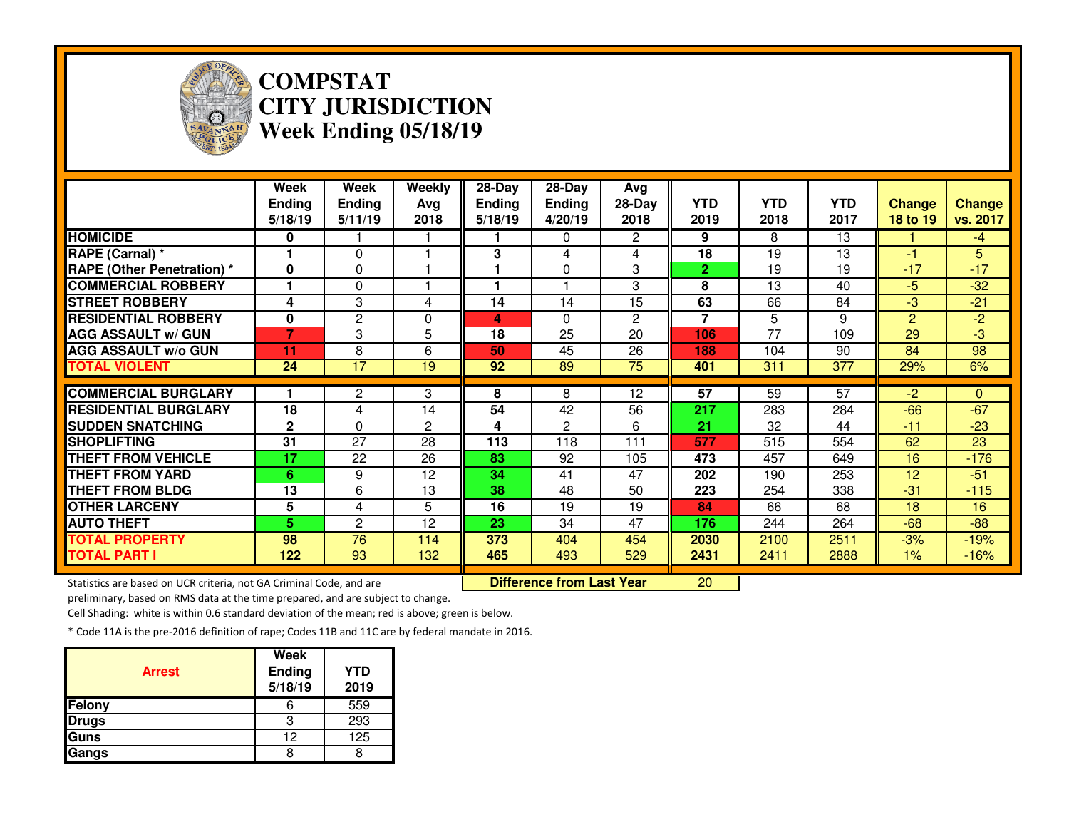# COMPSTAT
# CITY JURISDICTION
# Week Ending 05/18/19

| | Week Ending 5/18/19 | Week Ending 5/11/19 | Weekly Avg 2018 | 28-Day Ending 5/18/19 | 28-Day Ending 4/20/19 | Avg 28-Day 2018 | YTD 2019 | YTD 2018 | YTD 2017 | Change 18 to 19 | Change vs. 2017 |
|---|---|---|---|---|---|---|---|---|---|---|---|
| HOMICIDE | 0 | 1 | 1 | 1 | 0 | 2 | 9 | 8 | 13 | 1 | -4 |
| RAPE (Carnal) * | 1 | 0 | 1 | 3 | 4 | 4 | 18 | 19 | 13 | -1 | 5 |
| RAPE (Other Penetration) * | 0 | 0 | 1 | 1 | 0 | 3 | 2 | 19 | 19 | -17 | -17 |
| COMMERCIAL ROBBERY | 1 | 0 | 1 | 1 | 1 | 3 | 8 | 13 | 40 | -5 | -32 |
| STREET ROBBERY | 4 | 3 | 4 | 14 | 14 | 15 | 63 | 66 | 84 | -3 | -21 |
| RESIDENTIAL ROBBERY | 0 | 2 | 0 | 4 | 0 | 2 | 7 | 5 | 9 | 2 | -2 |
| AGG ASSAULT w/ GUN | 7 | 3 | 5 | 18 | 25 | 20 | 106 | 77 | 109 | 29 | -3 |
| AGG ASSAULT w/o GUN | 11 | 8 | 6 | 50 | 45 | 26 | 188 | 104 | 90 | 84 | 98 |
| TOTAL VIOLENT | 24 | 17 | 19 | 92 | 89 | 75 | 401 | 311 | 377 | 29% | 6% |
| COMMERCIAL BURGLARY | 1 | 2 | 3 | 8 | 8 | 12 | 57 | 59 | 57 | -2 | 0 |
| RESIDENTIAL BURGLARY | 18 | 4 | 14 | 54 | 42 | 56 | 217 | 283 | 284 | -66 | -67 |
| SUDDEN SNATCHING | 2 | 0 | 2 | 4 | 2 | 6 | 21 | 32 | 44 | -11 | -23 |
| SHOPLIFTING | 31 | 27 | 28 | 113 | 118 | 111 | 577 | 515 | 554 | 62 | 23 |
| THEFT FROM VEHICLE | 17 | 22 | 26 | 83 | 92 | 105 | 473 | 457 | 649 | 16 | -176 |
| THEFT FROM YARD | 6 | 9 | 12 | 34 | 41 | 47 | 202 | 190 | 253 | 12 | -51 |
| THEFT FROM BLDG | 13 | 6 | 13 | 38 | 48 | 50 | 223 | 254 | 338 | -31 | -115 |
| OTHER LARCENY | 5 | 4 | 5 | 16 | 19 | 19 | 84 | 66 | 68 | 18 | 16 |
| AUTO THEFT | 5 | 2 | 12 | 23 | 34 | 47 | 176 | 244 | 264 | -68 | -88 |
| TOTAL PROPERTY | 98 | 76 | 114 | 373 | 404 | 454 | 2030 | 2100 | 2511 | -3% | -19% |
| TOTAL PART I | 122 | 93 | 132 | 465 | 493 | 529 | 2431 | 2411 | 2888 | 1% | -16% |

**Difference from Last Year** 20

Statistics are based on UCR criteria, not GA Criminal Code, and are preliminary, based on RMS data at the time prepared, and are subject to change.

Cell Shading: white is within 0.6 standard deviation of the mean; red is above; green is below.

* Code 11A is the pre-2016 definition of rape; Codes 11B and 11C are by federal mandate in 2016.

| Arrest | Week Ending 5/18/19 | YTD 2019 |
|---|---|---|
| Felony | 6 | 559 |
| Drugs | 3 | 293 |
| Guns | 12 | 125 |
| Gangs | 8 | 8 |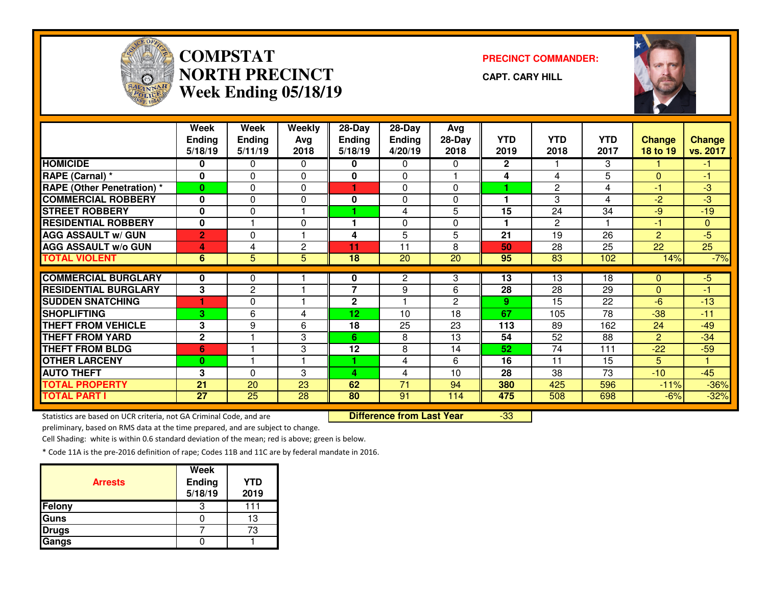# COMPSTAT NORTH PRECINCT Week Ending 05/18/19

**PRECINCT COMMANDER:**

**CAPT. CARY HILL**

| | Week Ending 5/18/19 | Week Ending 5/11/19 | Weekly Avg 2018 | 28-Day Ending 5/18/19 | 28-Day Ending 4/20/19 | Avg 28-Day 2018 | YTD 2019 | YTD 2018 | YTD 2017 | Change 18 to 19 | Change vs. 2017 |
|---|---|---|---|---|---|---|---|---|---|---|---|
| HOMICIDE | 0 | 0 | 0 | 0 | 0 | 0 | 2 | 1 | 3 | 1 | -1 |
| RAPE (Carnal) * | 0 | 0 | 0 | 0 | 0 | 1 | 4 | 4 | 5 | 0 | -1 |
| RAPE (Other Penetration) * | 0 | 0 | 0 | 1 | 0 | 0 | 1 | 2 | 4 | -1 | -3 |
| COMMERCIAL ROBBERY | 0 | 0 | 0 | 0 | 0 | 0 | 1 | 3 | 4 | -2 | -3 |
| STREET ROBBERY | 0 | 0 | 1 | 1 | 4 | 5 | 15 | 24 | 34 | -9 | -19 |
| RESIDENTIAL ROBBERY | 0 | 1 | 0 | 1 | 0 | 0 | 1 | 2 | 1 | -1 | 0 |
| AGG ASSAULT w/ GUN | 2 | 0 | 1 | 4 | 5 | 5 | 21 | 19 | 26 | 2 | -5 |
| AGG ASSAULT w/o GUN | 4 | 4 | 2 | 11 | 11 | 8 | 50 | 28 | 25 | 22 | 25 |
| TOTAL VIOLENT | 6 | 5 | 5 | 18 | 20 | 20 | 95 | 83 | 102 | 14% | -7% |
| COMMERCIAL BURGLARY | 0 | 0 | 1 | 0 | 2 | 3 | 13 | 13 | 18 | 0 | -5 |
| RESIDENTIAL BURGLARY | 3 | 2 | 1 | 7 | 9 | 6 | 28 | 28 | 29 | 0 | -1 |
| SUDDEN SNATCHING | 1 | 0 | 1 | 2 | 1 | 2 | 9 | 15 | 22 | -6 | -13 |
| SHOPLIFTING | 3 | 6 | 4 | 12 | 10 | 18 | 67 | 105 | 78 | -38 | -11 |
| THEFT FROM VEHICLE | 3 | 9 | 6 | 18 | 25 | 23 | 113 | 89 | 162 | 24 | -49 |
| THEFT FROM YARD | 2 | 1 | 3 | 6 | 8 | 13 | 54 | 52 | 88 | 2 | -34 |
| THEFT FROM BLDG | 6 | 1 | 3 | 12 | 8 | 14 | 52 | 74 | 111 | -22 | -59 |
| OTHER LARCENY | 0 | 1 | 1 | 1 | 4 | 6 | 16 | 11 | 15 | 5 | 1 |
| AUTO THEFT | 3 | 0 | 3 | 4 | 4 | 10 | 28 | 38 | 73 | -10 | -45 |
| TOTAL PROPERTY | 21 | 20 | 23 | 62 | 71 | 94 | 380 | 425 | 596 | -11% | -36% |
| TOTAL PART I | 27 | 25 | 28 | 80 | 91 | 114 | 475 | 508 | 698 | -6% | -32% |

**Difference from Last Year** -33

Statistics are based on UCR criteria, not GA Criminal Code, and are preliminary, based on RMS data at the time prepared, and are subject to change.

Cell Shading: white is within 0.6 standard deviation of the mean; red is above; green is below.

* Code 11A is the pre-2016 definition of rape; Codes 11B and 11C are by federal mandate in 2016.

| Arrests | Week Ending 5/18/19 | YTD 2019 |
|---|---|---|
| Felony | 3 | 111 |
| Guns | 0 | 13 |
| Drugs | 7 | 73 |
| Gangs | 0 | 1 |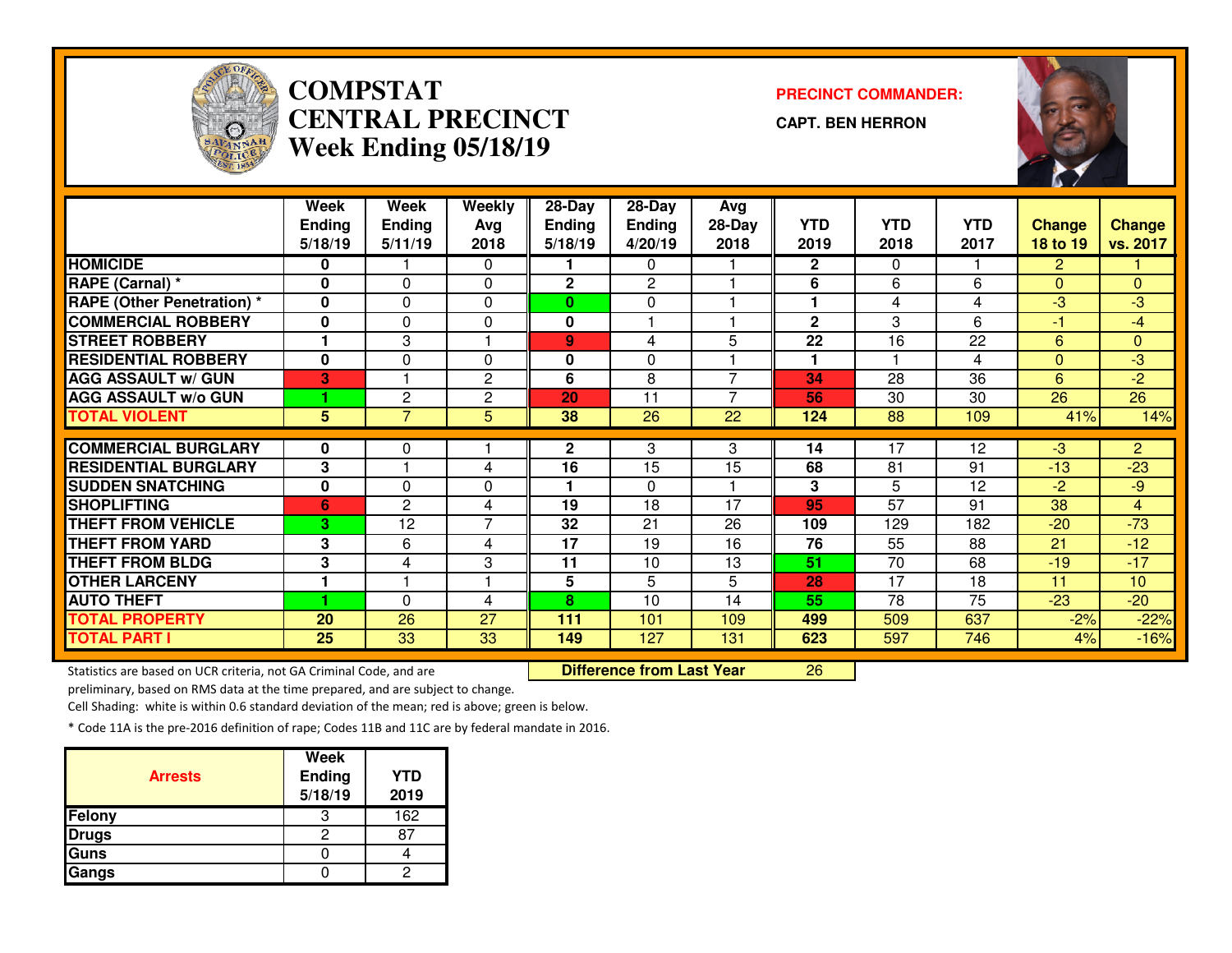# COMPSTAT CENTRAL PRECINCT Week Ending 05/18/19

**PRECINCT COMMANDER:**

**CAPT. BEN HERRON**

| | Week Ending 5/18/19 | Week Ending 5/11/19 | Weekly Avg 2018 | 28-Day Ending 5/18/19 | 28-Day Ending 4/20/19 | Avg 28-Day 2018 | YTD 2019 | YTD 2018 | YTD 2017 | Change 18 to 19 | Change vs. 2017 |
|---|---|---|---|---|---|---|---|---|---|---|---|
| HOMICIDE | 0 | 1 | 0 | 1 | 0 | 1 | 2 | 0 | 1 | 2 | 1 |
| RAPE (Carnal) * | 0 | 0 | 0 | 2 | 2 | 1 | 6 | 6 | 6 | 0 | 0 |
| RAPE (Other Penetration) * | 0 | 0 | 0 | 0 | 0 | 1 | 1 | 4 | 4 | -3 | -3 |
| COMMERCIAL ROBBERY | 0 | 0 | 0 | 0 | 1 | 1 | 2 | 3 | 6 | -1 | -4 |
| STREET ROBBERY | 1 | 3 | 1 | 9 | 4 | 5 | 22 | 16 | 22 | 6 | 0 |
| RESIDENTIAL ROBBERY | 0 | 0 | 0 | 0 | 0 | 1 | 1 | 1 | 4 | 0 | -3 |
| AGG ASSAULT w/ GUN | 3 | 1 | 2 | 6 | 8 | 7 | 34 | 28 | 36 | 6 | -2 |
| AGG ASSAULT w/o GUN | 1 | 2 | 2 | 20 | 11 | 7 | 56 | 30 | 30 | 26 | 26 |
| TOTAL VIOLENT | 5 | 7 | 5 | 38 | 26 | 22 | 124 | 88 | 109 | 41% | 14% |
| COMMERCIAL BURGLARY | 0 | 0 | 1 | 2 | 3 | 3 | 14 | 17 | 12 | -3 | 2 |
| RESIDENTIAL BURGLARY | 3 | 1 | 4 | 16 | 15 | 15 | 68 | 81 | 91 | -13 | -23 |
| SUDDEN SNATCHING | 0 | 0 | 0 | 1 | 0 | 1 | 3 | 5 | 12 | -2 | -9 |
| SHOPLIFTING | 6 | 2 | 4 | 19 | 18 | 17 | 95 | 57 | 91 | 38 | 4 |
| THEFT FROM VEHICLE | 3 | 12 | 7 | 32 | 21 | 26 | 109 | 129 | 182 | -20 | -73 |
| THEFT FROM YARD | 3 | 6 | 4 | 17 | 19 | 16 | 76 | 55 | 88 | 21 | -12 |
| THEFT FROM BLDG | 3 | 4 | 3 | 11 | 10 | 13 | 51 | 70 | 68 | -19 | -17 |
| OTHER LARCENY | 1 | 1 | 1 | 5 | 5 | 5 | 28 | 17 | 18 | 11 | 10 |
| AUTO THEFT | 1 | 0 | 4 | 8 | 10 | 14 | 55 | 78 | 75 | -23 | -20 |
| TOTAL PROPERTY | 20 | 26 | 27 | 111 | 101 | 109 | 499 | 509 | 637 | -2% | -22% |
| TOTAL PART I | 25 | 33 | 33 | 149 | 127 | 131 | 623 | 597 | 746 | 4% | -16% |

**Difference from Last Year** 26

Statistics are based on UCR criteria, not GA Criminal Code, and are preliminary, based on RMS data at the time prepared, and are subject to change.

Cell Shading: white is within 0.6 standard deviation of the mean; red is above; green is below.

* Code 11A is the pre-2016 definition of rape; Codes 11B and 11C are by federal mandate in 2016.

| Arrests | Week Ending 5/18/19 | YTD 2019 |
|---|---|---|
| Felony | 3 | 162 |
| Drugs | 2 | 87 |
| Guns | 0 | 4 |
| Gangs | 0 | 2 |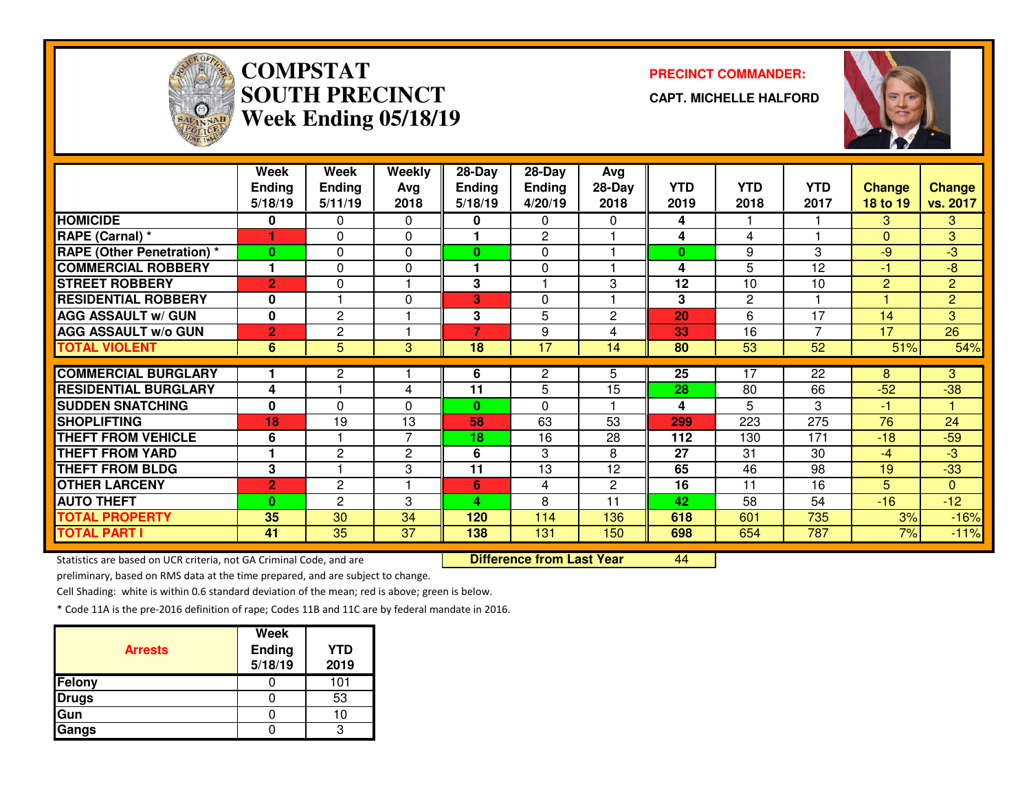# COMPSTAT SOUTH PRECINCT Week Ending 05/18/19

**PRECINCT COMMANDER:**

**CAPT. MICHELLE HALFORD**

| | Week Ending 5/18/19 | Week Ending 5/11/19 | Weekly Avg 2018 | 28-Day Ending 5/18/19 | 28-Day Ending 4/20/19 | Avg 28-Day 2018 | YTD 2019 | YTD 2018 | YTD 2017 | Change 18 to 19 | Change vs. 2017 |
|---|---|---|---|---|---|---|---|---|---|---|---|
| HOMICIDE | 0 | 0 | 0 | 0 | 0 | 0 | 4 | 1 | 1 | 3 | 3 |
| RAPE (Carnal) * | 1 | 0 | 0 | 1 | 2 | 1 | 4 | 4 | 1 | 0 | 3 |
| RAPE (Other Penetration) * | 0 | 0 | 0 | 0 | 0 | 1 | 0 | 9 | 3 | -9 | -3 |
| COMMERCIAL ROBBERY | 1 | 0 | 0 | 1 | 0 | 1 | 4 | 5 | 12 | -1 | -8 |
| STREET ROBBERY | 2 | 0 | 1 | 3 | 1 | 3 | 12 | 10 | 10 | 2 | 2 |
| RESIDENTIAL ROBBERY | 0 | 1 | 0 | 3 | 0 | 1 | 3 | 2 | 1 | 1 | 2 |
| AGG ASSAULT w/ GUN | 0 | 2 | 1 | 3 | 5 | 2 | 20 | 6 | 17 | 14 | 3 |
| AGG ASSAULT w/o GUN | 2 | 2 | 1 | 7 | 9 | 4 | 33 | 16 | 7 | 17 | 26 |
| TOTAL VIOLENT | 6 | 5 | 3 | 18 | 17 | 14 | 80 | 53 | 52 | 51% | 54% |
| COMMERCIAL BURGLARY | 1 | 2 | 1 | 6 | 2 | 5 | 25 | 17 | 22 | 8 | 3 |
| RESIDENTIAL BURGLARY | 4 | 1 | 4 | 11 | 5 | 15 | 28 | 80 | 66 | -52 | -38 |
| SUDDEN SNATCHING | 0 | 0 | 0 | 0 | 0 | 1 | 4 | 5 | 3 | -1 | 1 |
| SHOPLIFTING | 18 | 19 | 13 | 58 | 63 | 53 | 299 | 223 | 275 | 76 | 24 |
| THEFT FROM VEHICLE | 6 | 1 | 7 | 18 | 16 | 28 | 112 | 130 | 171 | -18 | -59 |
| THEFT FROM YARD | 1 | 2 | 2 | 6 | 3 | 8 | 27 | 31 | 30 | -4 | -3 |
| THEFT FROM BLDG | 3 | 1 | 3 | 11 | 13 | 12 | 65 | 46 | 98 | 19 | -33 |
| OTHER LARCENY | 2 | 2 | 1 | 6 | 4 | 2 | 16 | 11 | 16 | 5 | 0 |
| AUTO THEFT | 0 | 2 | 3 | 4 | 8 | 11 | 42 | 58 | 54 | -16 | -12 |
| TOTAL PROPERTY | 35 | 30 | 34 | 120 | 114 | 136 | 618 | 601 | 735 | 3% | -16% |
| TOTAL PART I | 41 | 35 | 37 | 138 | 131 | 150 | 698 | 654 | 787 | 7% | -11% |

**Difference from Last Year** 44

Statistics are based on UCR criteria, not GA Criminal Code, and are preliminary, based on RMS data at the time prepared, and are subject to change.

Cell Shading: white is within 0.6 standard deviation of the mean; red is above; green is below.

* Code 11A is the pre-2016 definition of rape; Codes 11B and 11C are by federal mandate in 2016.

| Arrests | Week Ending 5/18/19 | YTD 2019 |
|---|---|---|
| Felony | 0 | 101 |
| Drugs | 0 | 53 |
| Gun | 0 | 10 |
| Gangs | 0 | 3 |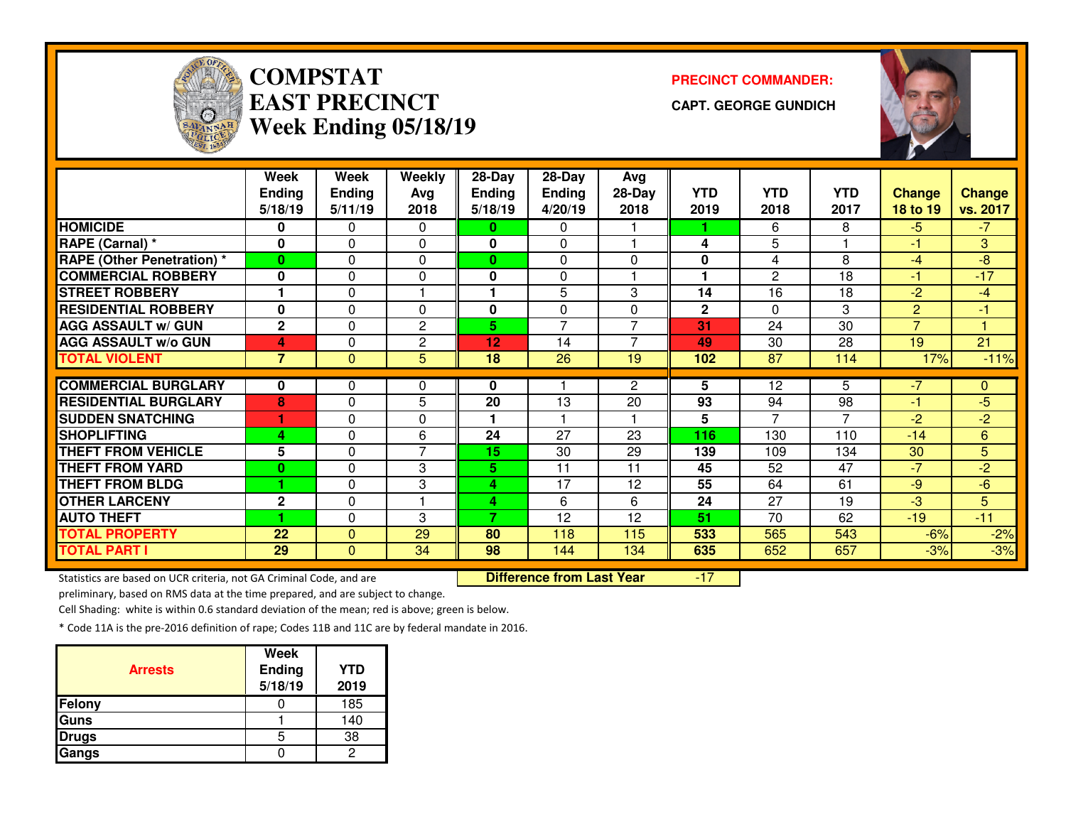# COMPSTAT
# EAST PRECINCT
# Week Ending 05/18/19

**PRECINCT COMMANDER:**

**CAPT. GEORGE GUNDICH**

| | Week Ending 5/18/19 | Week Ending 5/11/19 | Weekly Avg 2018 | 28-Day Ending 5/18/19 | 28-Day Ending 4/20/19 | Avg 28-Day 2018 | YTD 2019 | YTD 2018 | YTD 2017 | Change 18 to 19 | Change vs. 2017 |
|---|---|---|---|---|---|---|---|---|---|---|---|
| HOMICIDE | 0 | 0 | 0 | 0 | 0 | 1 | 1 | 6 | 8 | -5 | -7 |
| RAPE (Carnal) * | 0 | 0 | 0 | 0 | 0 | 1 | 4 | 5 | 1 | -1 | 3 |
| RAPE (Other Penetration) * | 0 | 0 | 0 | 0 | 0 | 0 | 0 | 4 | 8 | -4 | -8 |
| COMMERCIAL ROBBERY | 0 | 0 | 0 | 0 | 0 | 1 | 1 | 2 | 18 | -1 | -17 |
| STREET ROBBERY | 1 | 0 | 1 | 1 | 5 | 3 | 14 | 16 | 18 | -2 | -4 |
| RESIDENTIAL ROBBERY | 0 | 0 | 0 | 0 | 0 | 0 | 2 | 0 | 3 | 2 | -1 |
| AGG ASSAULT w/ GUN | 2 | 0 | 2 | 5 | 7 | 7 | 31 | 24 | 30 | 7 | 1 |
| AGG ASSAULT w/o GUN | 4 | 0 | 2 | 12 | 14 | 7 | 49 | 30 | 28 | 19 | 21 |
| TOTAL VIOLENT | 7 | 0 | 5 | 18 | 26 | 19 | 102 | 87 | 114 | 17% | -11% |
| COMMERCIAL BURGLARY | 0 | 0 | 0 | 0 | 1 | 2 | 5 | 12 | 5 | -7 | 0 |
| RESIDENTIAL BURGLARY | 8 | 0 | 5 | 20 | 13 | 20 | 93 | 94 | 98 | -1 | -5 |
| SUDDEN SNATCHING | 1 | 0 | 0 | 1 | 1 | 1 | 5 | 7 | 7 | -2 | -2 |
| SHOPLIFTING | 4 | 0 | 6 | 24 | 27 | 23 | 116 | 130 | 110 | -14 | 6 |
| THEFT FROM VEHICLE | 5 | 0 | 7 | 15 | 30 | 29 | 139 | 109 | 134 | 30 | 5 |
| THEFT FROM YARD | 0 | 0 | 3 | 5 | 11 | 11 | 45 | 52 | 47 | -7 | -2 |
| THEFT FROM BLDG | 1 | 0 | 3 | 4 | 17 | 12 | 55 | 64 | 61 | -9 | -6 |
| OTHER LARCENY | 2 | 0 | 1 | 4 | 6 | 6 | 24 | 27 | 19 | -3 | 5 |
| AUTO THEFT | 1 | 0 | 3 | 7 | 12 | 12 | 51 | 70 | 62 | -19 | -11 |
| TOTAL PROPERTY | 22 | 0 | 29 | 80 | 118 | 115 | 533 | 565 | 543 | -6% | -2% |
| TOTAL PART I | 29 | 0 | 34 | 98 | 144 | 134 | 635 | 652 | 657 | -3% | -3% |

**Difference from Last Year** -17

Statistics are based on UCR criteria, not GA Criminal Code, and are preliminary, based on RMS data at the time prepared, and are subject to change.

Cell Shading: white is within 0.6 standard deviation of the mean; red is above; green is below.

* Code 11A is the pre-2016 definition of rape; Codes 11B and 11C are by federal mandate in 2016.

| Arrests | Week Ending 5/18/19 | YTD 2019 |
|---|---|---|
| Felony | 0 | 185 |
| Guns | 1 | 140 |
| Drugs | 5 | 38 |
| Gangs | 0 | 2 |